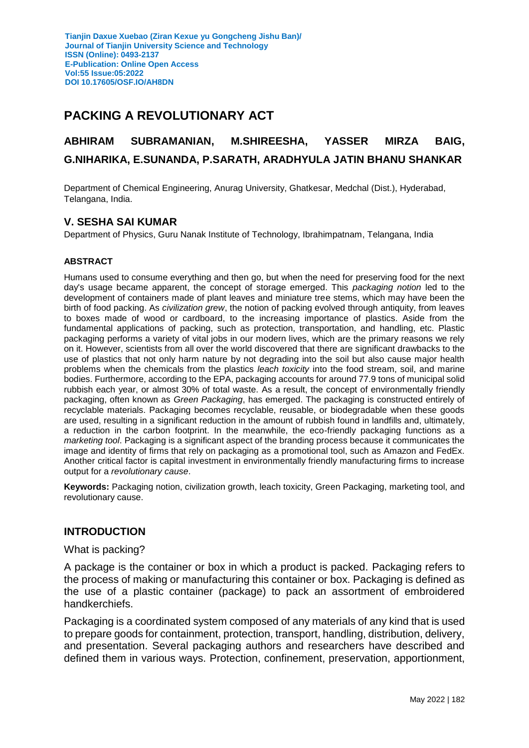# PACKING A REVOLUTIONARY ACT

## ABHIRAM SUBRAMANIAN, M.SHIREESHA, YASSER MIRZA BAIG, G.NIHARIKA, E.SUNANDA, P.SARATH, ARADHYULA JATIN BHANU SHANKAR

Department of Chemical Engineering, Anurag University, Ghatkesar, Medchal (Dist.), Hyderabad, Telangana, India.

## V. SESHA SAI KUMAR

Department of Physics, Guru Nanak Institute of Technology, Ibrahimpatnam, Telangana, India

#### ABSTRACT

Humans used to consume everything and then go, but when the need for preserving food for the next day's usage became apparent, the concept of storage emerged. This *packaging notion* led to the development of containers made of plant leaves and miniature tree stems, which may have been the birth of food packing. As *civilization grew*, the notion of packing evolved through antiquity, from leaves to boxes made of wood or cardboard, to the increasing importance of plastics. Aside from the fundamental applications of packing, such as protection, transportation, and handling, etc. Plastic packaging performs a variety of vital jobs in our modern lives, which are the primary reasons we rely on it. However, scientists from all over the world discovered that there are significant drawbacks to the use of plastics that not only harm nature by not degrading into the soil but also cause major health problems when the chemicals from the plastics *leach toxicity* into the food stream, soil, and marine bodies. Furthermore, according to the EPA, packaging accounts for around 77.9 tons of municipal solid rubbish each year, or almost 30% of total waste. As a result, the concept of environmentally friendly packaging, often known as *Green Packaging*, has emerged. The packaging is constructed entirely of recyclable materials. Packaging becomes recyclable, reusable, or biodegradable when these goods are used, resulting in a significant reduction in the amount of rubbish found in landfills and, ultimately, a reduction in the carbon footprint. In the meanwhile, the eco-friendly packaging functions as a *marketing tool*. Packaging is a significant aspect of the branding process because it communicates the image and identity of firms that rely on packaging as a promotional tool, such as Amazon and FedEx. Another critical factor is capital investment in environmentally friendly manufacturing firms to increase output for a *revolutionary cause*.

**Keywords:** Packaging notion, civilization growth, leach toxicity, Green Packaging, marketing tool, and revolutionary cause.

## INTRODUCTION

What is packing?

A package is the container or box in which a product is packed. Packaging refers to the process of making or manufacturing this container or box. Packaging is defined as the use of a plastic container (package) to pack an assortment of embroidered handkerchiefs.

Packaging is a coordinated system composed of any materials of any kind that is used to prepare goods for containment, protection, transport, handling, distribution, delivery, and presentation. Several packaging authors and researchers have described and defined them in various ways. Protection, confinement, preservation, apportionment,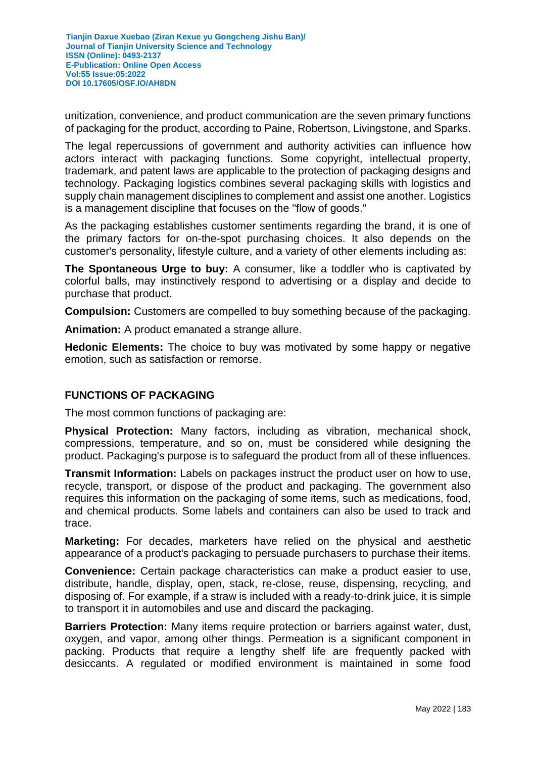unitization, convenience, and product communication are the seven primary functions of packaging for the product, according to Paine, Robertson, Livingstone, and Sparks.

The legal repercussions of government and authority activities can influence how actors interact with packaging functions. Some copyright, intellectual property, trademark, and patent laws are applicable to the protection of packaging designs and technology. Packaging logistics combines several packaging skills with logistics and supply chain management disciplines to complement and assist one another. Logistics is a management discipline that focuses on the "flow of goods."

As the packaging establishes customer sentiments regarding the brand, it is one of the primary factors for on-the-spot purchasing choices. It also depends on the customer's personality, lifestyle culture, and a variety of other elements including as:

**The Spontaneous Urge to buy:** A consumer, like a toddler who is captivated by colorful balls, may instinctively respond to advertising or a display and decide to purchase that product.

**Compulsion:** Customers are compelled to buy something because of the packaging.

**Animation:** A product emanated a strange allure.

**Hedonic Elements:** The choice to buy was motivated by some happy or negative emotion, such as satisfaction or remorse.

## FUNCTIONS OF PACKAGING

The most common functions of packaging are:

**Physical Protection:** Many factors, including as vibration, mechanical shock, compressions, temperature, and so on, must be considered while designing the product. Packaging's purpose is to safeguard the product from all of these influences.

**Transmit Information:** Labels on packages instruct the product user on how to use, recycle, transport, or dispose of the product and packaging. The government also requires this information on the packaging of some items, such as medications, food, and chemical products. Some labels and containers can also be used to track and trace.

**Marketing:** For decades, marketers have relied on the physical and aesthetic appearance of a product's packaging to persuade purchasers to purchase their items.

**Convenience:** Certain package characteristics can make a product easier to use, distribute, handle, display, open, stack, re-close, reuse, dispensing, recycling, and disposing of. For example, if a straw is included with a ready-to-drink juice, it is simple to transport it in automobiles and use and discard the packaging.

**Barriers Protection:** Many items require protection or barriers against water, dust, oxygen, and vapor, among other things. Permeation is a significant component in packing. Products that require a lengthy shelf life are frequently packed with desiccants. A regulated or modified environment is maintained in some food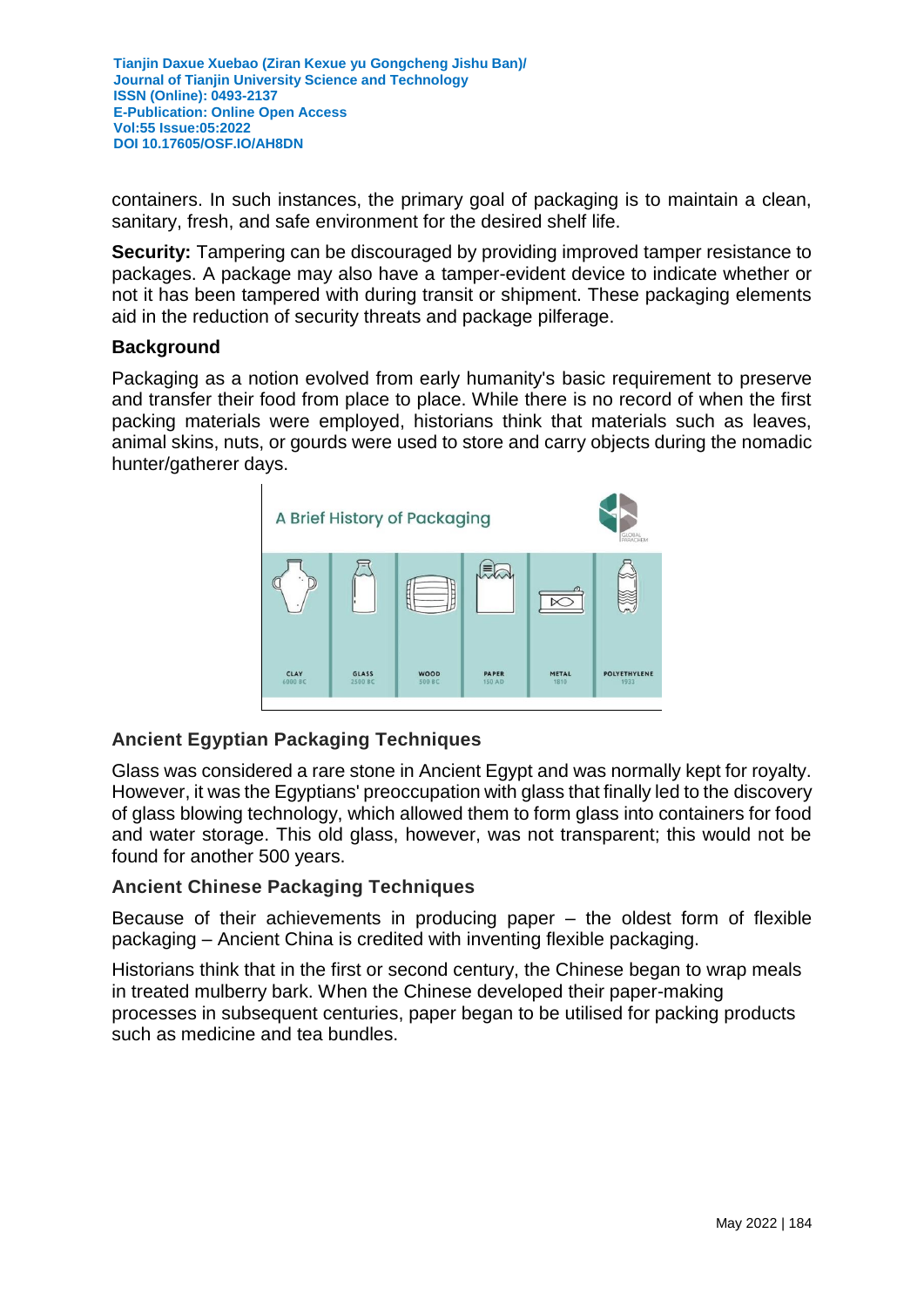containers. In such instances, the primary goal of packaging is to maintain a clean, sanitary, fresh, and safe environment for the desired shelf life.

**Security:** Tampering can be discouraged by providing improved tamper resistance to packages. A package may also have a tamper-evident device to indicate whether or not it has been tampered with during transit or shipment. These packaging elements aid in the reduction of security threats and package pilferage.

## Background

Packaging as a notion evolved from early humanity's basic requirement to preserve and transfer their food from place to place. While there is no record of when the first packing materials were employed, historians think that materials such as leaves, animal skins, nuts, or gourds were used to store and carry objects during the nomadic hunter/gatherer days.

A Brief History of Packaging

CLAY 6000 BC

GLASS 2500 BC

WOOD 300 BC

PAPER 150 AD

METAL 1810

POLYETHYLENE 1933

## Ancient Egyptian Packaging Techniques

Glass was considered a rare stone in Ancient Egypt and was normally kept for royalty. However, it was the Egyptians' preoccupation with glass that finally led to the discovery of glass blowing technology, which allowed them to form glass into containers for food and water storage. This old glass, however, was not transparent; this would not be found for another 500 years.

## Ancient Chinese Packaging Techniques

Because of their achievements in producing paper – the oldest form of flexible packaging – Ancient China is credited with inventing flexible packaging.

Historians think that in the first or second century, the Chinese began to wrap meals in treated mulberry bark. When the Chinese developed their paper-making processes in subsequent centuries, paper began to be utilised for packing products such as medicine and tea bundles.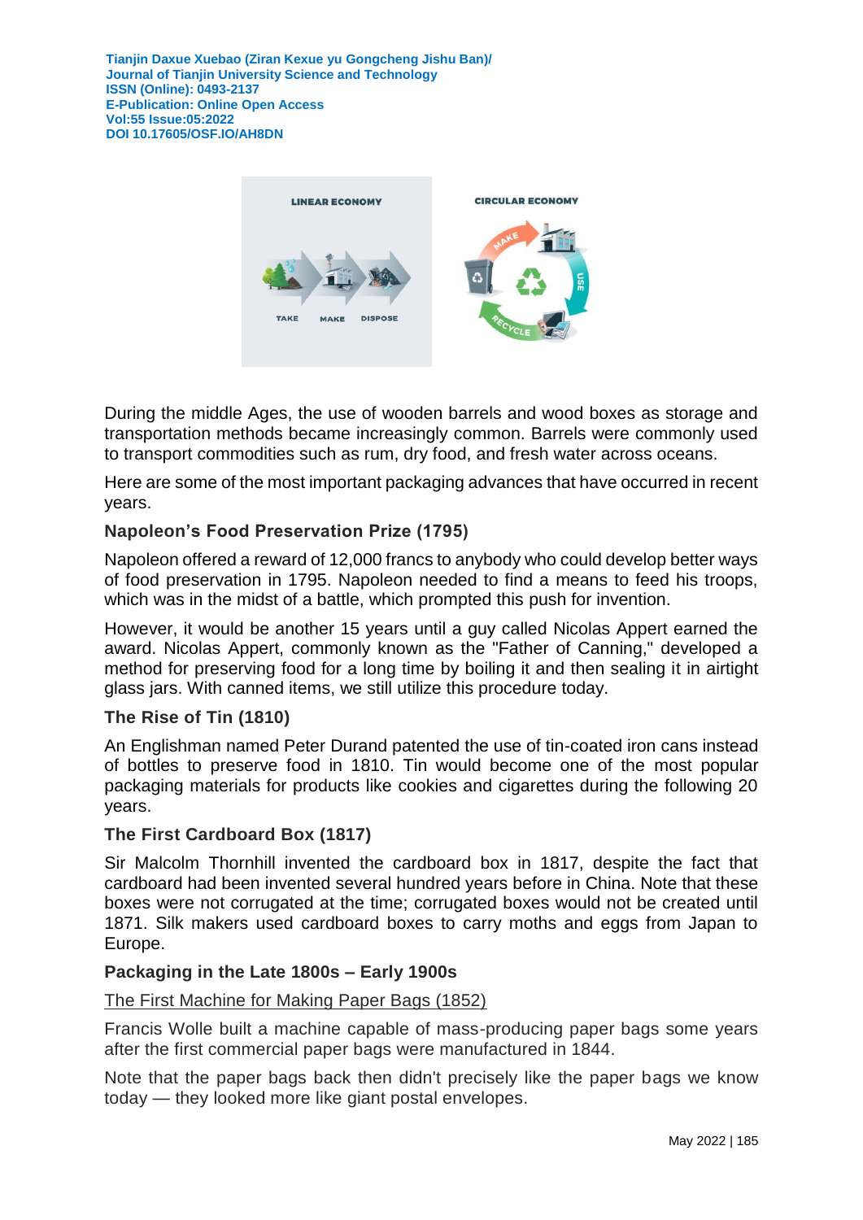LINEAR ECONOMY

TAKE

MAKE

DISPOSE

CIRCULAR ECONOMY

MAKE

USE

RECYCLE

During the middle Ages, the use of wooden barrels and wood boxes as storage and transportation methods became increasingly common. Barrels were commonly used to transport commodities such as rum, dry food, and fresh water across oceans.

Here are some of the most important packaging advances that have occurred in recent years.

### Napoleon's Food Preservation Prize (1795)

Napoleon offered a reward of 12,000 francs to anybody who could develop better ways of food preservation in 1795. Napoleon needed to find a means to feed his troops, which was in the midst of a battle, which prompted this push for invention.

However, it would be another 15 years until a guy called Nicolas Appert earned the award. Nicolas Appert, commonly known as the "Father of Canning," developed a method for preserving food for a long time by boiling it and then sealing it in airtight glass jars. With canned items, we still utilize this procedure today.

### The Rise of Tin (1810)

An Englishman named Peter Durand patented the use of tin-coated iron cans instead of bottles to preserve food in 1810. Tin would become one of the most popular packaging materials for products like cookies and cigarettes during the following 20 years.

### The First Cardboard Box (1817)

Sir Malcolm Thornhill invented the cardboard box in 1817, despite the fact that cardboard had been invented several hundred years before in China. Note that these boxes were not corrugated at the time; corrugated boxes would not be created until 1871. Silk makers used cardboard boxes to carry moths and eggs from Japan to Europe.

### Packaging in the Late 1800s – Early 1900s

#### The First Machine for Making Paper Bags (1852)

Francis Wolle built a machine capable of mass-producing paper bags some years after the first commercial paper bags were manufactured in 1844.

Note that the paper bags back then didn't precisely like the paper bags we know today — they looked more like giant postal envelopes.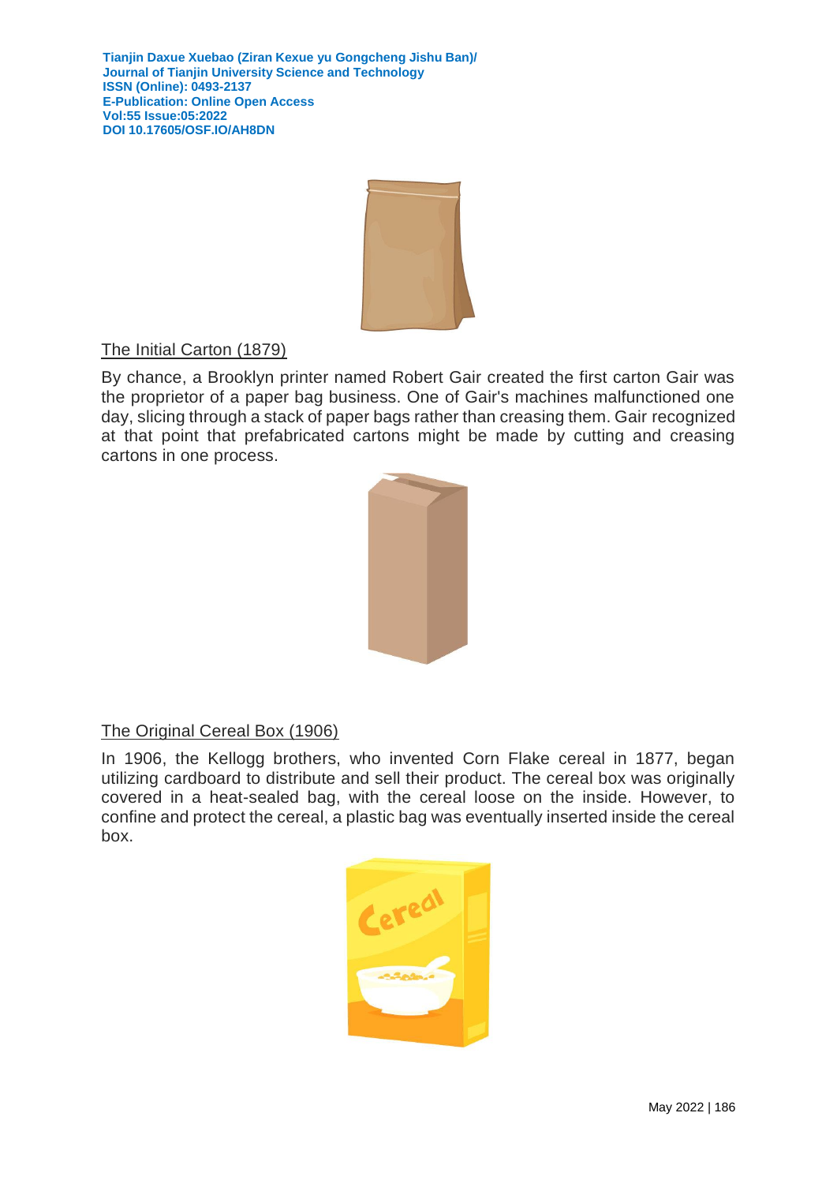The Initial Carton (1879)

By chance, a Brooklyn printer named Robert Gair created the first carton Gair was the proprietor of a paper bag business. One of Gair's machines malfunctioned one day, slicing through a stack of paper bags rather than creasing them. Gair recognized at that point that prefabricated cartons might be made by cutting and creasing cartons in one process.

The Original Cereal Box (1906)

In 1906, the Kellogg brothers, who invented Corn Flake cereal in 1877, began utilizing cardboard to distribute and sell their product. The cereal box was originally covered in a heat-sealed bag, with the cereal loose on the inside. However, to confine and protect the cereal, a plastic bag was eventually inserted inside the cereal box.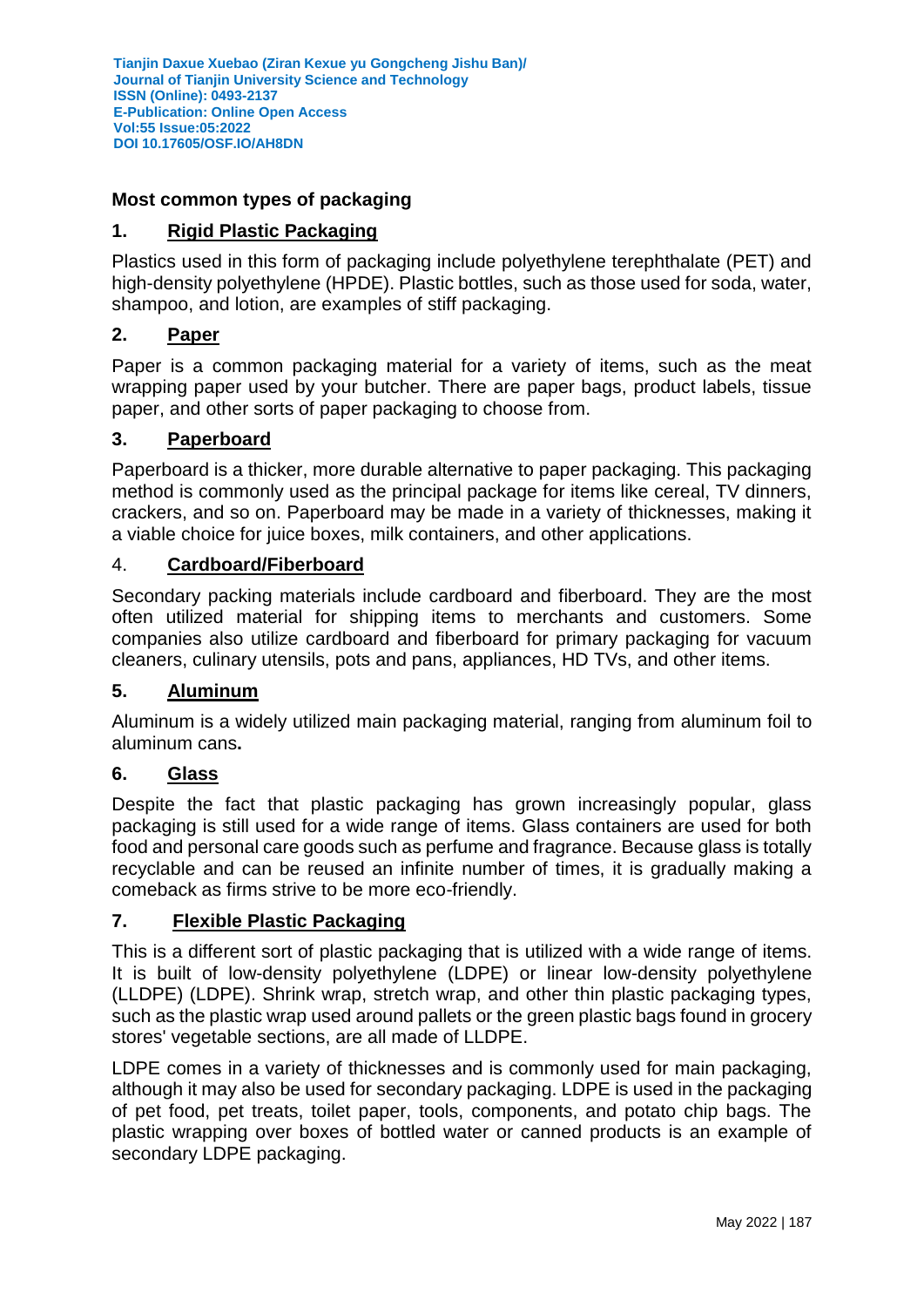## Most common types of packaging

### 1. Rigid Plastic Packaging

Plastics used in this form of packaging include polyethylene terephthalate (PET) and high-density polyethylene (HPDE). Plastic bottles, such as those used for soda, water, shampoo, and lotion, are examples of stiff packaging.

### 2. Paper

Paper is a common packaging material for a variety of items, such as the meat wrapping paper used by your butcher. There are paper bags, product labels, tissue paper, and other sorts of paper packaging to choose from.

### 3. Paperboard

Paperboard is a thicker, more durable alternative to paper packaging. This packaging method is commonly used as the principal package for items like cereal, TV dinners, crackers, and so on. Paperboard may be made in a variety of thicknesses, making it a viable choice for juice boxes, milk containers, and other applications.

### 4. Cardboard/Fiberboard

Secondary packing materials include cardboard and fiberboard. They are the most often utilized material for shipping items to merchants and customers. Some companies also utilize cardboard and fiberboard for primary packaging for vacuum cleaners, culinary utensils, pots and pans, appliances, HD TVs, and other items.

### 5. Aluminum

Aluminum is a widely utilized main packaging material, ranging from aluminum foil to aluminum cans**.**

### 6. Glass

Despite the fact that plastic packaging has grown increasingly popular, glass packaging is still used for a wide range of items. Glass containers are used for both food and personal care goods such as perfume and fragrance. Because glass is totally recyclable and can be reused an infinite number of times, it is gradually making a comeback as firms strive to be more eco-friendly.

### 7. Flexible Plastic Packaging

This is a different sort of plastic packaging that is utilized with a wide range of items. It is built of low-density polyethylene (LDPE) or linear low-density polyethylene (LLDPE) (LDPE). Shrink wrap, stretch wrap, and other thin plastic packaging types, such as the plastic wrap used around pallets or the green plastic bags found in grocery stores' vegetable sections, are all made of LLDPE.

LDPE comes in a variety of thicknesses and is commonly used for main packaging, although it may also be used for secondary packaging. LDPE is used in the packaging of pet food, pet treats, toilet paper, tools, components, and potato chip bags. The plastic wrapping over boxes of bottled water or canned products is an example of secondary LDPE packaging.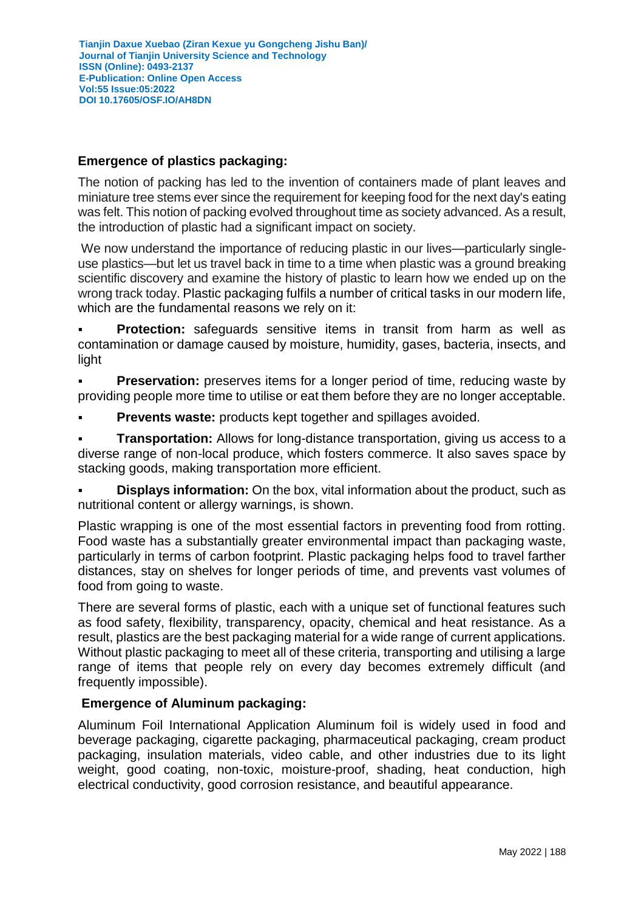## Emergence of plastics packaging:

The notion of packing has led to the invention of containers made of plant leaves and miniature tree stems ever since the requirement for keeping food for the next day's eating was felt. This notion of packing evolved throughout time as society advanced. As a result, the introduction of plastic had a significant impact on society.

We now understand the importance of reducing plastic in our lives—particularly single-use plastics—but let us travel back in time to a time when plastic was a ground breaking scientific discovery and examine the history of plastic to learn how we ended up on the wrong track today. Plastic packaging fulfils a number of critical tasks in our modern life, which are the fundamental reasons we rely on it:

- **Protection:** safeguards sensitive items in transit from harm as well as contamination or damage caused by moisture, humidity, gases, bacteria, insects, and light
- **Preservation:** preserves items for a longer period of time, reducing waste by providing people more time to utilise or eat them before they are no longer acceptable.
- **Prevents waste:** products kept together and spillages avoided.
- **Transportation:** Allows for long-distance transportation, giving us access to a diverse range of non-local produce, which fosters commerce. It also saves space by stacking goods, making transportation more efficient.
- **Displays information:** On the box, vital information about the product, such as nutritional content or allergy warnings, is shown.

Plastic wrapping is one of the most essential factors in preventing food from rotting. Food waste has a substantially greater environmental impact than packaging waste, particularly in terms of carbon footprint. Plastic packaging helps food to travel farther distances, stay on shelves for longer periods of time, and prevents vast volumes of food from going to waste.

There are several forms of plastic, each with a unique set of functional features such as food safety, flexibility, transparency, opacity, chemical and heat resistance. As a result, plastics are the best packaging material for a wide range of current applications. Without plastic packaging to meet all of these criteria, transporting and utilising a large range of items that people rely on every day becomes extremely difficult (and frequently impossible).

## Emergence of Aluminum packaging:

Aluminum Foil International Application Aluminum foil is widely used in food and beverage packaging, cigarette packaging, pharmaceutical packaging, cream product packaging, insulation materials, video cable, and other industries due to its light weight, good coating, non-toxic, moisture-proof, shading, heat conduction, high electrical conductivity, good corrosion resistance, and beautiful appearance.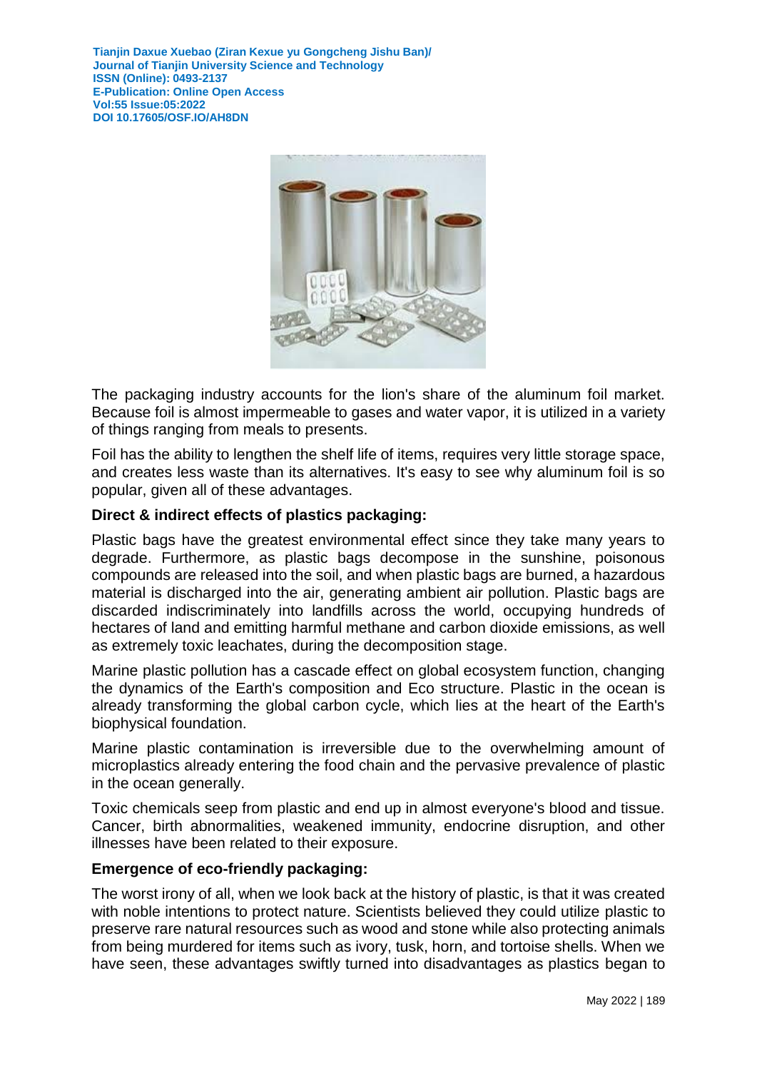The packaging industry accounts for the lion's share of the aluminum foil market. Because foil is almost impermeable to gases and water vapor, it is utilized in a variety of things ranging from meals to presents.

Foil has the ability to lengthen the shelf life of items, requires very little storage space, and creates less waste than its alternatives. It's easy to see why aluminum foil is so popular, given all of these advantages.

**Direct & indirect effects of plastics packaging:**

Plastic bags have the greatest environmental effect since they take many years to degrade. Furthermore, as plastic bags decompose in the sunshine, poisonous compounds are released into the soil, and when plastic bags are burned, a hazardous material is discharged into the air, generating ambient air pollution. Plastic bags are discarded indiscriminately into landfills across the world, occupying hundreds of hectares of land and emitting harmful methane and carbon dioxide emissions, as well as extremely toxic leachates, during the decomposition stage.

Marine plastic pollution has a cascade effect on global ecosystem function, changing the dynamics of the Earth's composition and Eco structure. Plastic in the ocean is already transforming the global carbon cycle, which lies at the heart of the Earth's biophysical foundation.

Marine plastic contamination is irreversible due to the overwhelming amount of microplastics already entering the food chain and the pervasive prevalence of plastic in the ocean generally.

Toxic chemicals seep from plastic and end up in almost everyone's blood and tissue. Cancer, birth abnormalities, weakened immunity, endocrine disruption, and other illnesses have been related to their exposure.

**Emergence of eco-friendly packaging:**

The worst irony of all, when we look back at the history of plastic, is that it was created with noble intentions to protect nature. Scientists believed they could utilize plastic to preserve rare natural resources such as wood and stone while also protecting animals from being murdered for items such as ivory, tusk, horn, and tortoise shells. When we have seen, these advantages swiftly turned into disadvantages as plastics began to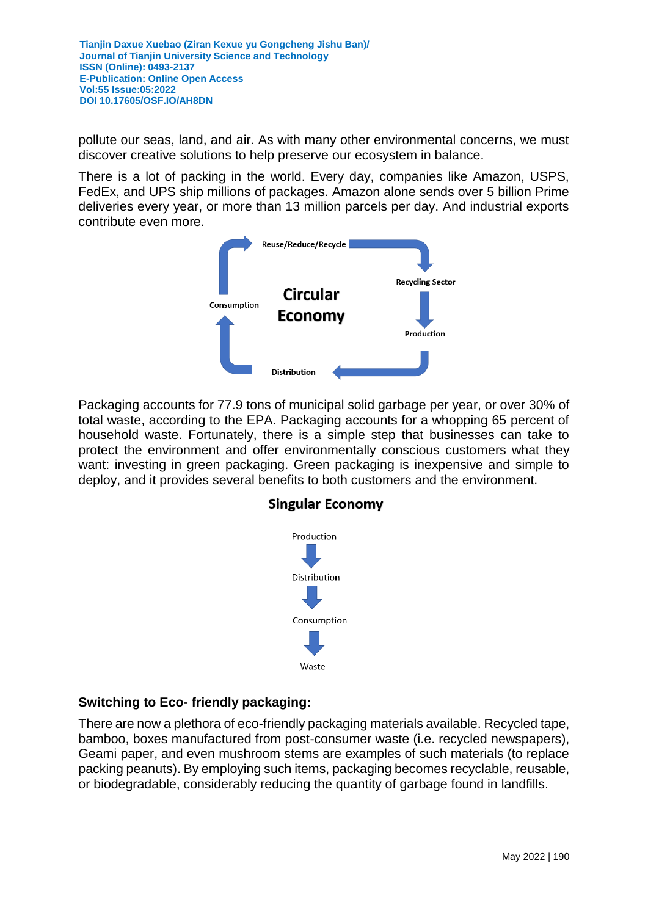pollute our seas, land, and air. As with many other environmental concerns, we must discover creative solutions to help preserve our ecosystem in balance.

There is a lot of packing in the world. Every day, companies like Amazon, USPS, FedEx, and UPS ship millions of packages. Amazon alone sends over 5 billion Prime deliveries every year, or more than 13 million parcels per day. And industrial exports contribute even more.

Reuse/Reduce/Recycle

Recycling Sector

Circular Economy

Consumption

Production

Distribution

Packaging accounts for 77.9 tons of municipal solid garbage per year, or over 30% of total waste, according to the EPA. Packaging accounts for a whopping 65 percent of household waste. Fortunately, there is a simple step that businesses can take to protect the environment and offer environmentally conscious customers what they want: investing in green packaging. Green packaging is inexpensive and simple to deploy, and it provides several benefits to both customers and the environment.

Singular Economy

Production

Distribution

Consumption

Waste

### Switching to Eco- friendly packaging:

There are now a plethora of eco-friendly packaging materials available. Recycled tape, bamboo, boxes manufactured from post-consumer waste (i.e. recycled newspapers), Geami paper, and even mushroom stems are examples of such materials (to replace packing peanuts). By employing such items, packaging becomes recyclable, reusable, or biodegradable, considerably reducing the quantity of garbage found in landfills.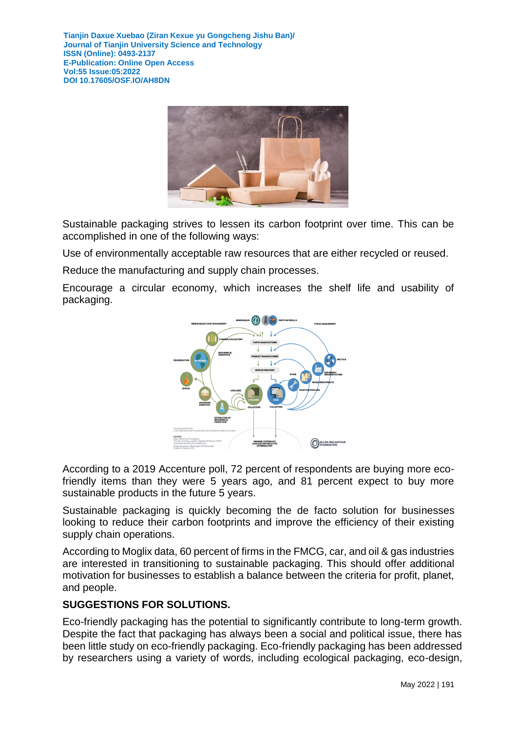Sustainable packaging strives to lessen its carbon footprint over time. This can be accomplished in one of the following ways:

Use of environmentally acceptable raw resources that are either recycled or reused.

Reduce the manufacturing and supply chain processes.

Encourage a circular economy, which increases the shelf life and usability of packaging.

According to a 2019 Accenture poll, 72 percent of respondents are buying more eco-friendly items than they were 5 years ago, and 81 percent expect to buy more sustainable products in the future 5 years.

Sustainable packaging is quickly becoming the de facto solution for businesses looking to reduce their carbon footprints and improve the efficiency of their existing supply chain operations.

According to Moglix data, 60 percent of firms in the FMCG, car, and oil & gas industries are interested in transitioning to sustainable packaging. This should offer additional motivation for businesses to establish a balance between the criteria for profit, planet, and people.

**SUGGESTIONS FOR SOLUTIONS.**

Eco-friendly packaging has the potential to significantly contribute to long-term growth. Despite the fact that packaging has always been a social and political issue, there has been little study on eco-friendly packaging. Eco-friendly packaging has been addressed by researchers using a variety of words, including ecological packaging, eco-design,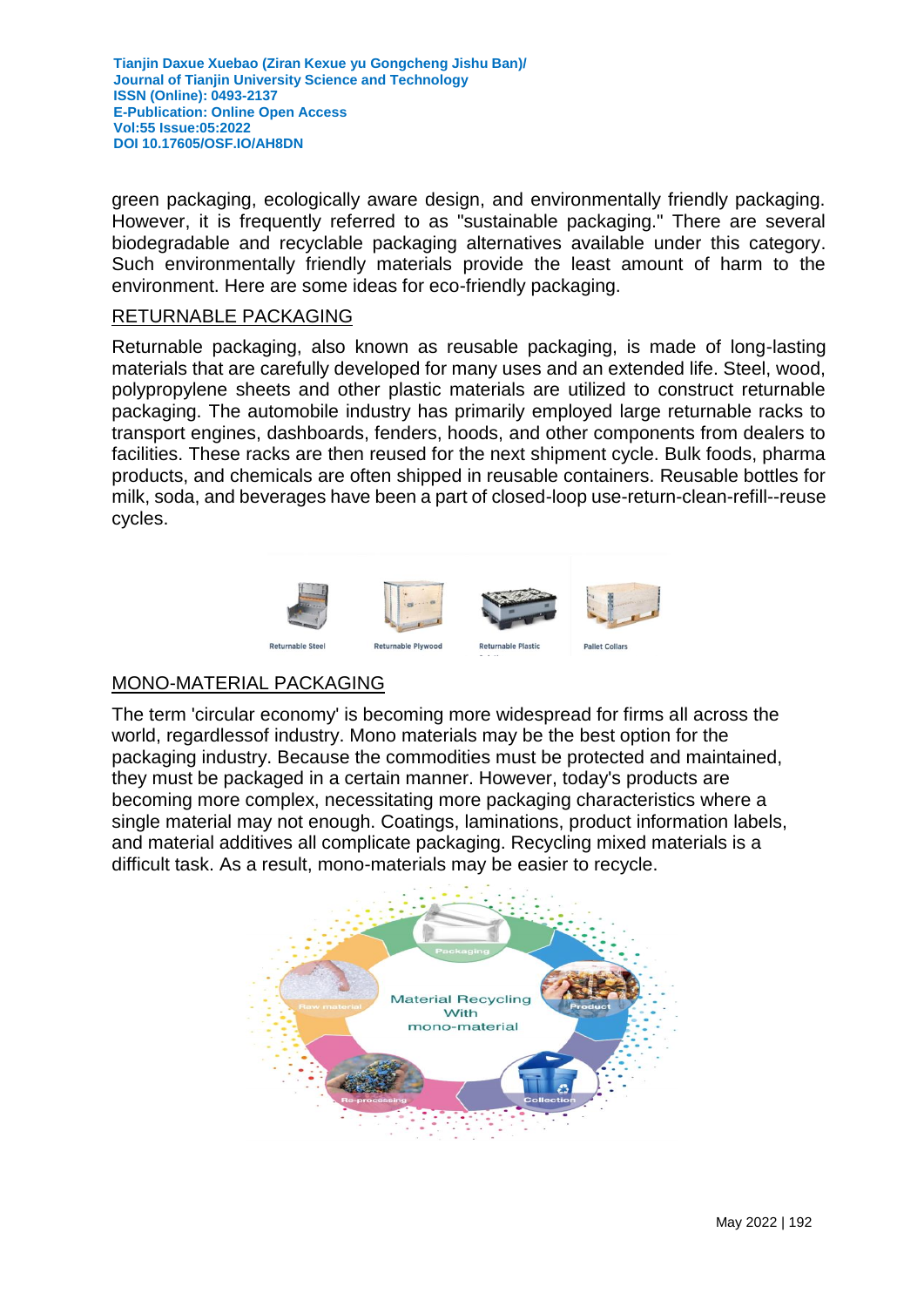green packaging, ecologically aware design, and environmentally friendly packaging. However, it is frequently referred to as "sustainable packaging." There are several biodegradable and recyclable packaging alternatives available under this category. Such environmentally friendly materials provide the least amount of harm to the environment. Here are some ideas for eco-friendly packaging.

## RETURNABLE PACKAGING

Returnable packaging, also known as reusable packaging, is made of long-lasting materials that are carefully developed for many uses and an extended life. Steel, wood, polypropylene sheets and other plastic materials are utilized to construct returnable packaging. The automobile industry has primarily employed large returnable racks to transport engines, dashboards, fenders, hoods, and other components from dealers to facilities. These racks are then reused for the next shipment cycle. Bulk foods, pharma products, and chemicals are often shipped in reusable containers. Reusable bottles for milk, soda, and beverages have been a part of closed-loop use-return-clean-refill--reuse cycles.

Returnable Steel   Returnable Plywood   Returnable Plastic   Pallet Collars

## MONO-MATERIAL PACKAGING

The term 'circular economy' is becoming more widespread for firms all across the world, regardlessof industry. Mono materials may be the best option for the packaging industry. Because the commodities must be protected and maintained, they must be packaged in a certain manner. However, today's products are becoming more complex, necessitating more packaging characteristics where a single material may not enough. Coatings, laminations, product information labels, and material additives all complicate packaging. Recycling mixed materials is a difficult task. As a result, mono-materials may be easier to recycle.

Material Recycling With mono-material

Packaging — Product — Collection — Re-processing — Raw material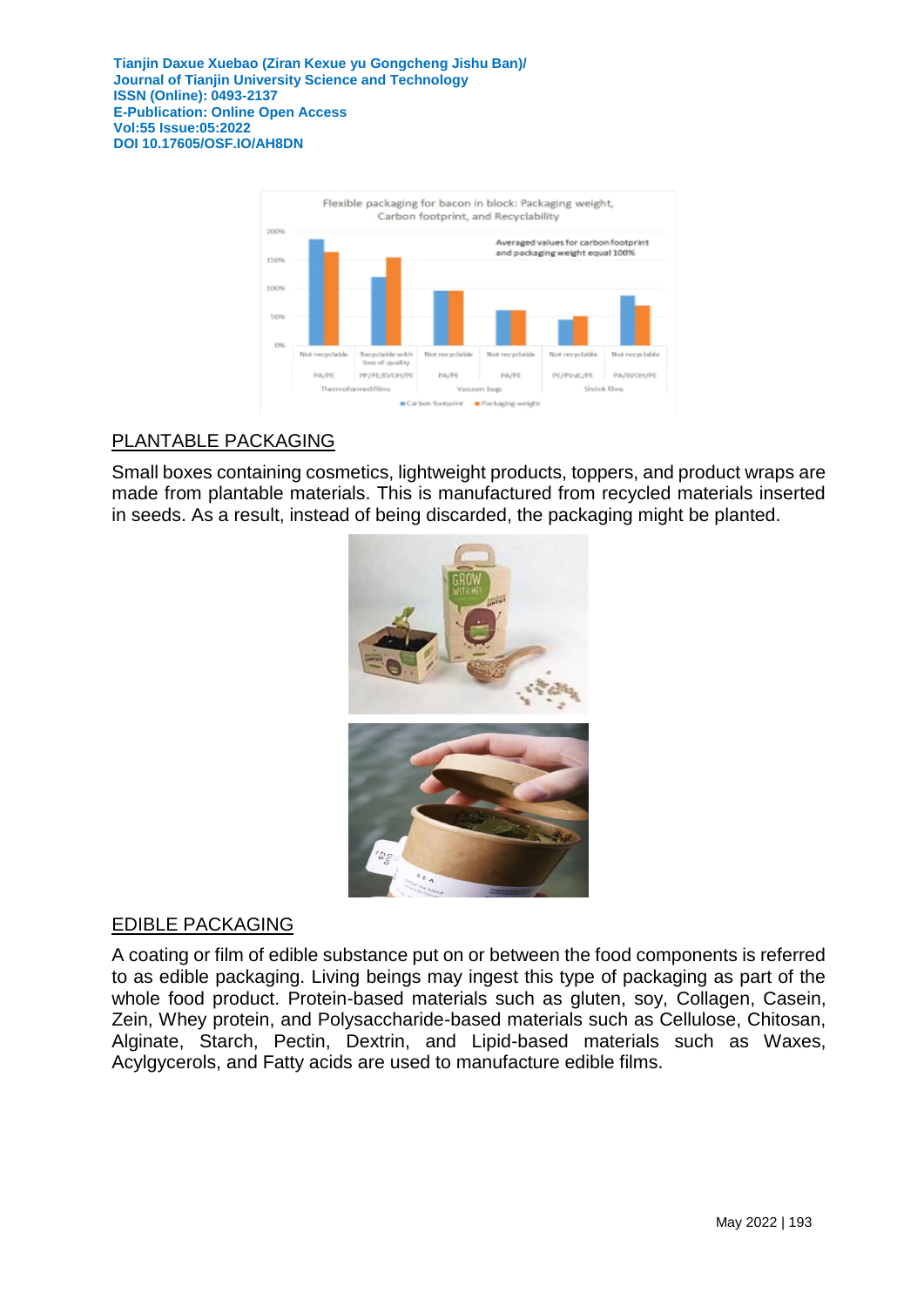Flexible packaging for bacon in block: Packaging weight, Carbon footprint, and Recyclability

200%

150%

100%

50%

0%

Averaged values for carbon footprint and packaging weight equal 100%

Not recyclable | Recyclable with loss of quality | Not recyclable | Not recyclable | Not recyclable | Not recyclable

PA/PE | PP/PE/EVOH/PE | PA/PE | PA/PE | PE/PVdC/PE | PA/EVOH/PE

Thermoformed films | Vacuum bags | Shrink films

Carbon footprint | Packaging weight

## PLANTABLE PACKAGING

Small boxes containing cosmetics, lightweight products, toppers, and product wraps are made from plantable materials. This is manufactured from recycled materials inserted in seeds. As a result, instead of being discarded, the packaging might be planted.

## EDIBLE PACKAGING

A coating or film of edible substance put on or between the food components is referred to as edible packaging. Living beings may ingest this type of packaging as part of the whole food product. Protein-based materials such as gluten, soy, Collagen, Casein, Zein, Whey protein, and Polysaccharide-based materials such as Cellulose, Chitosan, Alginate, Starch, Pectin, Dextrin, and Lipid-based materials such as Waxes, Acylgycerols, and Fatty acids are used to manufacture edible films.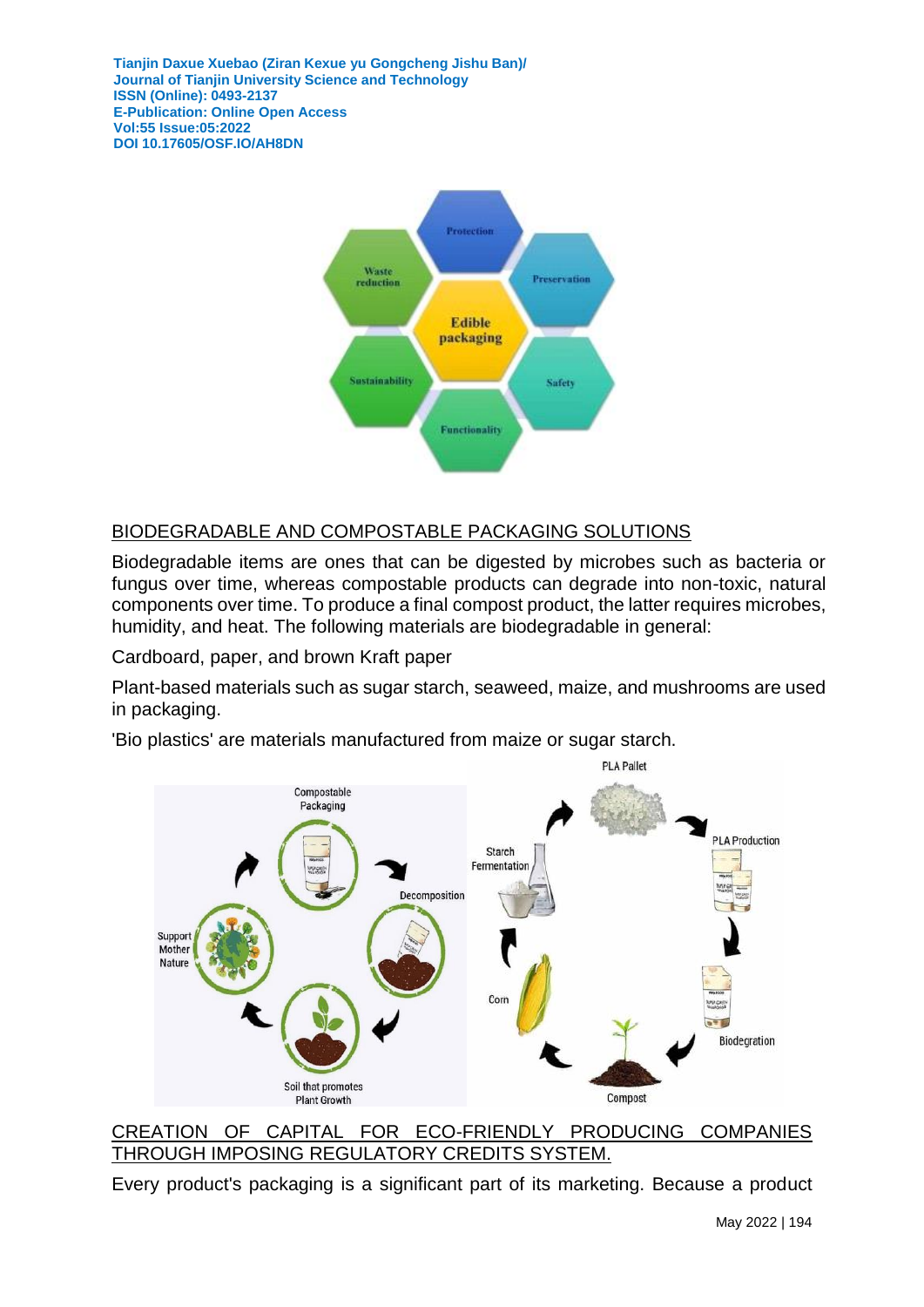## BIODEGRADABLE AND COMPOSTABLE PACKAGING SOLUTIONS

Biodegradable items are ones that can be digested by microbes such as bacteria or fungus over time, whereas compostable products can degrade into non-toxic, natural components over time. To produce a final compost product, the latter requires microbes, humidity, and heat. The following materials are biodegradable in general:

Cardboard, paper, and brown Kraft paper

Plant-based materials such as sugar starch, seaweed, maize, and mushrooms are used in packaging.

'Bio plastics' are materials manufactured from maize or sugar starch.

## CREATION OF CAPITAL FOR ECO-FRIENDLY PRODUCING COMPANIES THROUGH IMPOSING REGULATORY CREDITS SYSTEM.

Every product's packaging is a significant part of its marketing. Because a product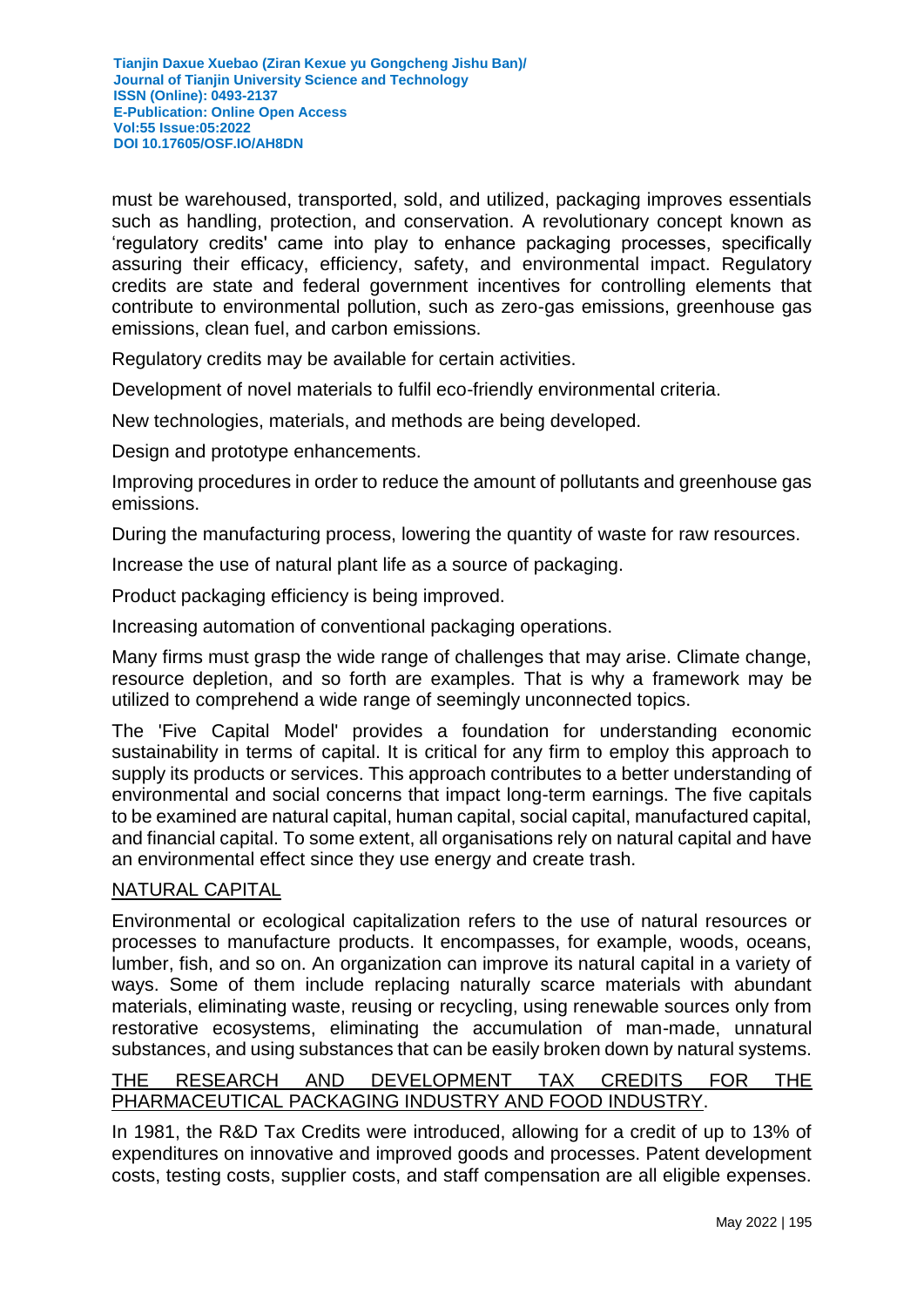must be warehoused, transported, sold, and utilized, packaging improves essentials such as handling, protection, and conservation. A revolutionary concept known as 'regulatory credits' came into play to enhance packaging processes, specifically assuring their efficacy, efficiency, safety, and environmental impact. Regulatory credits are state and federal government incentives for controlling elements that contribute to environmental pollution, such as zero-gas emissions, greenhouse gas emissions, clean fuel, and carbon emissions.

Regulatory credits may be available for certain activities.

Development of novel materials to fulfil eco-friendly environmental criteria.

New technologies, materials, and methods are being developed.

Design and prototype enhancements.

Improving procedures in order to reduce the amount of pollutants and greenhouse gas emissions.

During the manufacturing process, lowering the quantity of waste for raw resources.

Increase the use of natural plant life as a source of packaging.

Product packaging efficiency is being improved.

Increasing automation of conventional packaging operations.

Many firms must grasp the wide range of challenges that may arise. Climate change, resource depletion, and so forth are examples. That is why a framework may be utilized to comprehend a wide range of seemingly unconnected topics.

The 'Five Capital Model' provides a foundation for understanding economic sustainability in terms of capital. It is critical for any firm to employ this approach to supply its products or services. This approach contributes to a better understanding of environmental and social concerns that impact long-term earnings. The five capitals to be examined are natural capital, human capital, social capital, manufactured capital, and financial capital. To some extent, all organisations rely on natural capital and have an environmental effect since they use energy and create trash.

## NATURAL CAPITAL

Environmental or ecological capitalization refers to the use of natural resources or processes to manufacture products. It encompasses, for example, woods, oceans, lumber, fish, and so on. An organization can improve its natural capital in a variety of ways. Some of them include replacing naturally scarce materials with abundant materials, eliminating waste, reusing or recycling, using renewable sources only from restorative ecosystems, eliminating the accumulation of man-made, unnatural substances, and using substances that can be easily broken down by natural systems.

## THE RESEARCH AND DEVELOPMENT TAX CREDITS FOR THE PHARMACEUTICAL PACKAGING INDUSTRY AND FOOD INDUSTRY.

In 1981, the R&D Tax Credits were introduced, allowing for a credit of up to 13% of expenditures on innovative and improved goods and processes. Patent development costs, testing costs, supplier costs, and staff compensation are all eligible expenses.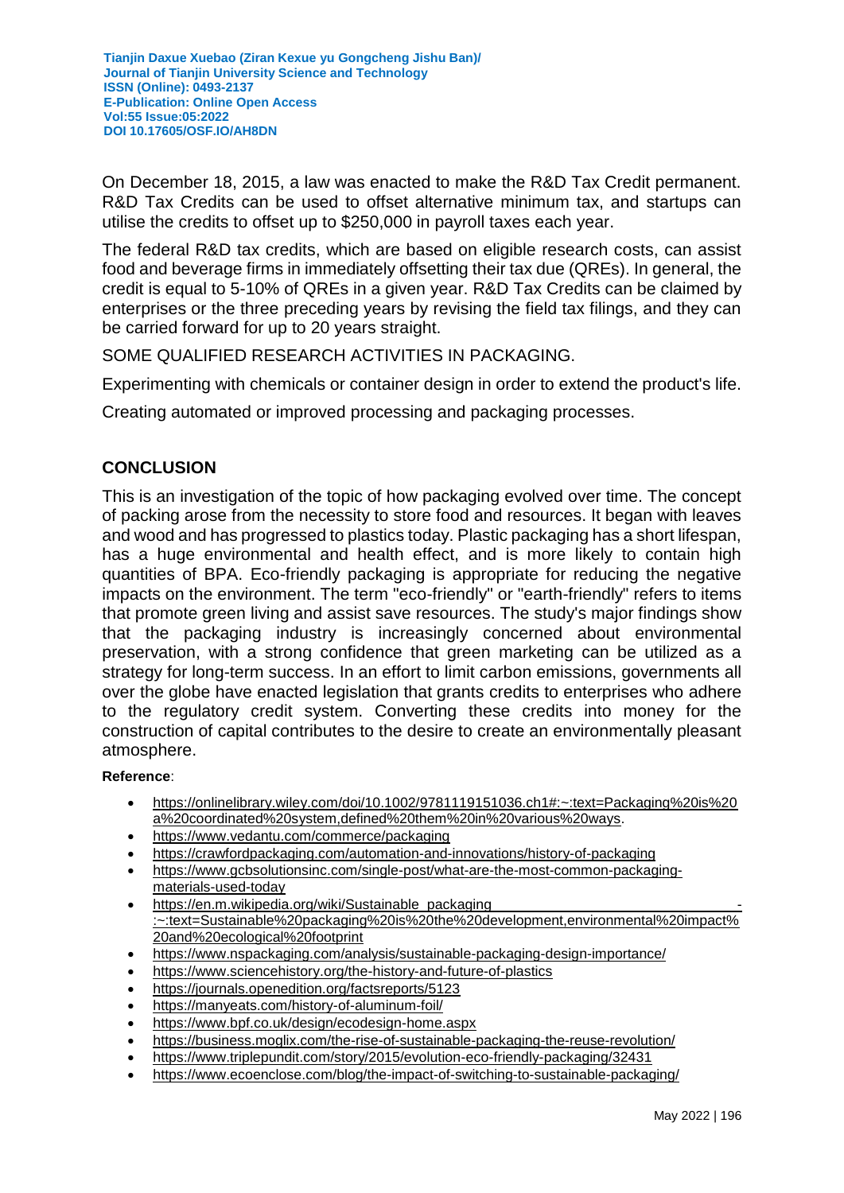On December 18, 2015, a law was enacted to make the R&D Tax Credit permanent. R&D Tax Credits can be used to offset alternative minimum tax, and startups can utilise the credits to offset up to $250,000 in payroll taxes each year.

The federal R&D tax credits, which are based on eligible research costs, can assist food and beverage firms in immediately offsetting their tax due (QREs). In general, the credit is equal to 5-10% of QREs in a given year. R&D Tax Credits can be claimed by enterprises or the three preceding years by revising the field tax filings, and they can be carried forward for up to 20 years straight.

SOME QUALIFIED RESEARCH ACTIVITIES IN PACKAGING.

Experimenting with chemicals or container design in order to extend the product's life.

Creating automated or improved processing and packaging processes.

## CONCLUSION

This is an investigation of the topic of how packaging evolved over time. The concept of packing arose from the necessity to store food and resources. It began with leaves and wood and has progressed to plastics today. Plastic packaging has a short lifespan, has a huge environmental and health effect, and is more likely to contain high quantities of BPA. Eco-friendly packaging is appropriate for reducing the negative impacts on the environment. The term "eco-friendly" or "earth-friendly" refers to items that promote green living and assist save resources. The study's major findings show that the packaging industry is increasingly concerned about environmental preservation, with a strong confidence that green marketing can be utilized as a strategy for long-term success. In an effort to limit carbon emissions, governments all over the globe have enacted legislation that grants credits to enterprises who adhere to the regulatory credit system. Converting these credits into money for the construction of capital contributes to the desire to create an environmentally pleasant atmosphere.

**Reference**:

- https://onlinelibrary.wiley.com/doi/10.1002/9781119151036.ch1#:~:text=Packaging%20is%20a%20coordinated%20system,defined%20them%20in%20various%20ways.
- https://www.vedantu.com/commerce/packaging
- https://crawfordpackaging.com/automation-and-innovations/history-of-packaging
- https://www.gcbsolutionsinc.com/single-post/what-are-the-most-common-packaging-materials-used-today
- https://en.m.wikipedia.org/wiki/Sustainable_packaging -:~:text=Sustainable%20packaging%20is%20the%20development,environmental%20impact%20and%20ecological%20footprint
- https://www.nspackaging.com/analysis/sustainable-packaging-design-importance/
- https://www.sciencehistory.org/the-history-and-future-of-plastics
- https://journals.openedition.org/factsreports/5123
- https://manyeats.com/history-of-aluminum-foil/
- https://www.bpf.co.uk/design/ecodesign-home.aspx
- https://business.moglix.com/the-rise-of-sustainable-packaging-the-reuse-revolution/
- https://www.triplepundit.com/story/2015/evolution-eco-friendly-packaging/32431
- https://www.ecoenclose.com/blog/the-impact-of-switching-to-sustainable-packaging/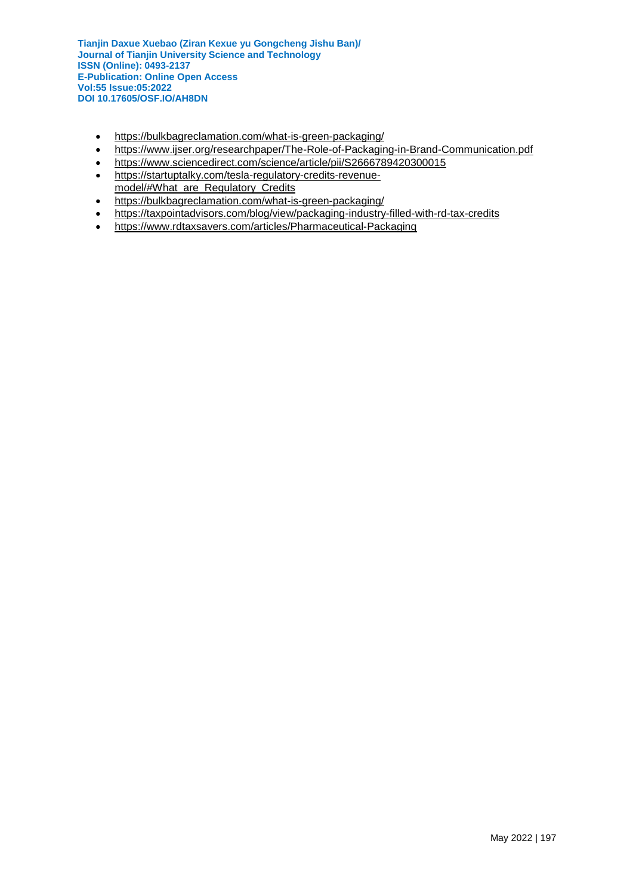- https://bulkbagreclamation.com/what-is-green-packaging/
- https://www.ijser.org/researchpaper/The-Role-of-Packaging-in-Brand-Communication.pdf
- https://www.sciencedirect.com/science/article/pii/S2666789420300015
- https://startuptalky.com/tesla-regulatory-credits-revenue-model/#What_are_Regulatory_Credits
- https://bulkbagreclamation.com/what-is-green-packaging/
- https://taxpointadvisors.com/blog/view/packaging-industry-filled-with-rd-tax-credits
- https://www.rdtaxsavers.com/articles/Pharmaceutical-Packaging